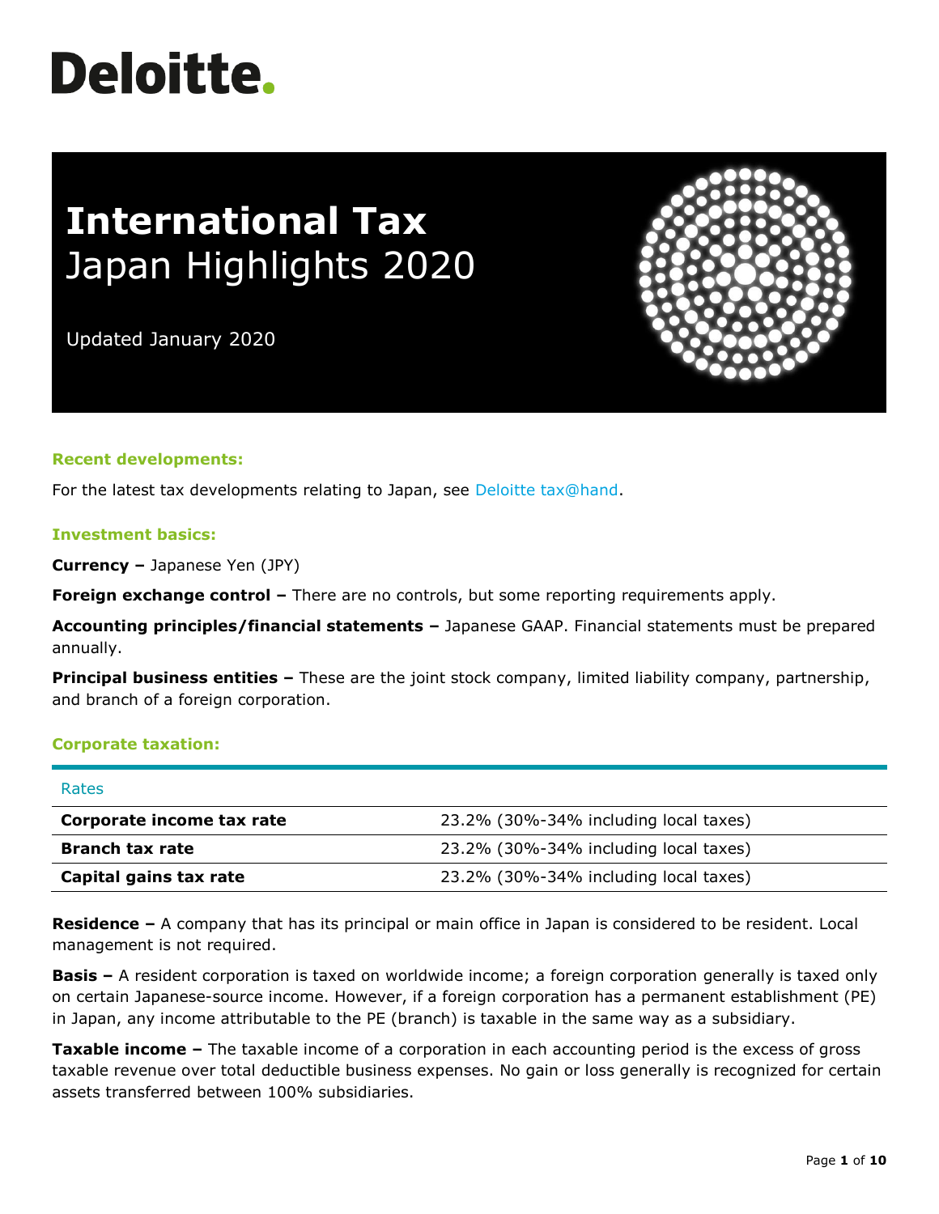# Deloitte.

# International Tax
## Japan Highlights 2020

Updated January 2020

### Recent developments:

For the latest tax developments relating to Japan, see Deloitte tax@hand.

### Investment basics:

**Currency –** Japanese Yen (JPY)

**Foreign exchange control –** There are no controls, but some reporting requirements apply.

**Accounting principles/financial statements –** Japanese GAAP. Financial statements must be prepared annually.

**Principal business entities –** These are the joint stock company, limited liability company, partnership, and branch of a foreign corporation.

### Corporate taxation:

| Rates | |
|---|---|
| **Corporate income tax rate** | 23.2% (30%-34% including local taxes) |
| **Branch tax rate** | 23.2% (30%-34% including local taxes) |
| **Capital gains tax rate** | 23.2% (30%-34% including local taxes) |

**Residence –** A company that has its principal or main office in Japan is considered to be resident. Local management is not required.

**Basis –** A resident corporation is taxed on worldwide income; a foreign corporation generally is taxed only on certain Japanese-source income. However, if a foreign corporation has a permanent establishment (PE) in Japan, any income attributable to the PE (branch) is taxable in the same way as a subsidiary.

**Taxable income –** The taxable income of a corporation in each accounting period is the excess of gross taxable revenue over total deductible business expenses. No gain or loss generally is recognized for certain assets transferred between 100% subsidiaries.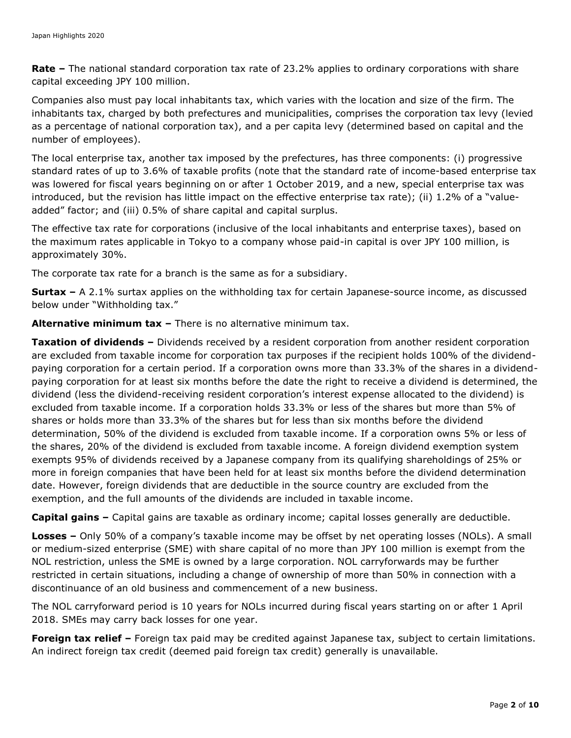**Rate –** The national standard corporation tax rate of 23.2% applies to ordinary corporations with share capital exceeding JPY 100 million.

Companies also must pay local inhabitants tax, which varies with the location and size of the firm. The inhabitants tax, charged by both prefectures and municipalities, comprises the corporation tax levy (levied as a percentage of national corporation tax), and a per capita levy (determined based on capital and the number of employees).

The local enterprise tax, another tax imposed by the prefectures, has three components: (i) progressive standard rates of up to 3.6% of taxable profits (note that the standard rate of income-based enterprise tax was lowered for fiscal years beginning on or after 1 October 2019, and a new, special enterprise tax was introduced, but the revision has little impact on the effective enterprise tax rate); (ii) 1.2% of a "value-added" factor; and (iii) 0.5% of share capital and capital surplus.

The effective tax rate for corporations (inclusive of the local inhabitants and enterprise taxes), based on the maximum rates applicable in Tokyo to a company whose paid-in capital is over JPY 100 million, is approximately 30%.

The corporate tax rate for a branch is the same as for a subsidiary.

**Surtax –** A 2.1% surtax applies on the withholding tax for certain Japanese-source income, as discussed below under "Withholding tax."

**Alternative minimum tax –** There is no alternative minimum tax.

**Taxation of dividends –** Dividends received by a resident corporation from another resident corporation are excluded from taxable income for corporation tax purposes if the recipient holds 100% of the dividend-paying corporation for a certain period. If a corporation owns more than 33.3% of the shares in a dividend-paying corporation for at least six months before the date the right to receive a dividend is determined, the dividend (less the dividend-receiving resident corporation's interest expense allocated to the dividend) is excluded from taxable income. If a corporation holds 33.3% or less of the shares but more than 5% of shares or holds more than 33.3% of the shares but for less than six months before the dividend determination, 50% of the dividend is excluded from taxable income. If a corporation owns 5% or less of the shares, 20% of the dividend is excluded from taxable income. A foreign dividend exemption system exempts 95% of dividends received by a Japanese company from its qualifying shareholdings of 25% or more in foreign companies that have been held for at least six months before the dividend determination date. However, foreign dividends that are deductible in the source country are excluded from the exemption, and the full amounts of the dividends are included in taxable income.

**Capital gains –** Capital gains are taxable as ordinary income; capital losses generally are deductible.

**Losses –** Only 50% of a company's taxable income may be offset by net operating losses (NOLs). A small or medium-sized enterprise (SME) with share capital of no more than JPY 100 million is exempt from the NOL restriction, unless the SME is owned by a large corporation. NOL carryforwards may be further restricted in certain situations, including a change of ownership of more than 50% in connection with a discontinuance of an old business and commencement of a new business.

The NOL carryforward period is 10 years for NOLs incurred during fiscal years starting on or after 1 April 2018. SMEs may carry back losses for one year.

**Foreign tax relief –** Foreign tax paid may be credited against Japanese tax, subject to certain limitations. An indirect foreign tax credit (deemed paid foreign tax credit) generally is unavailable.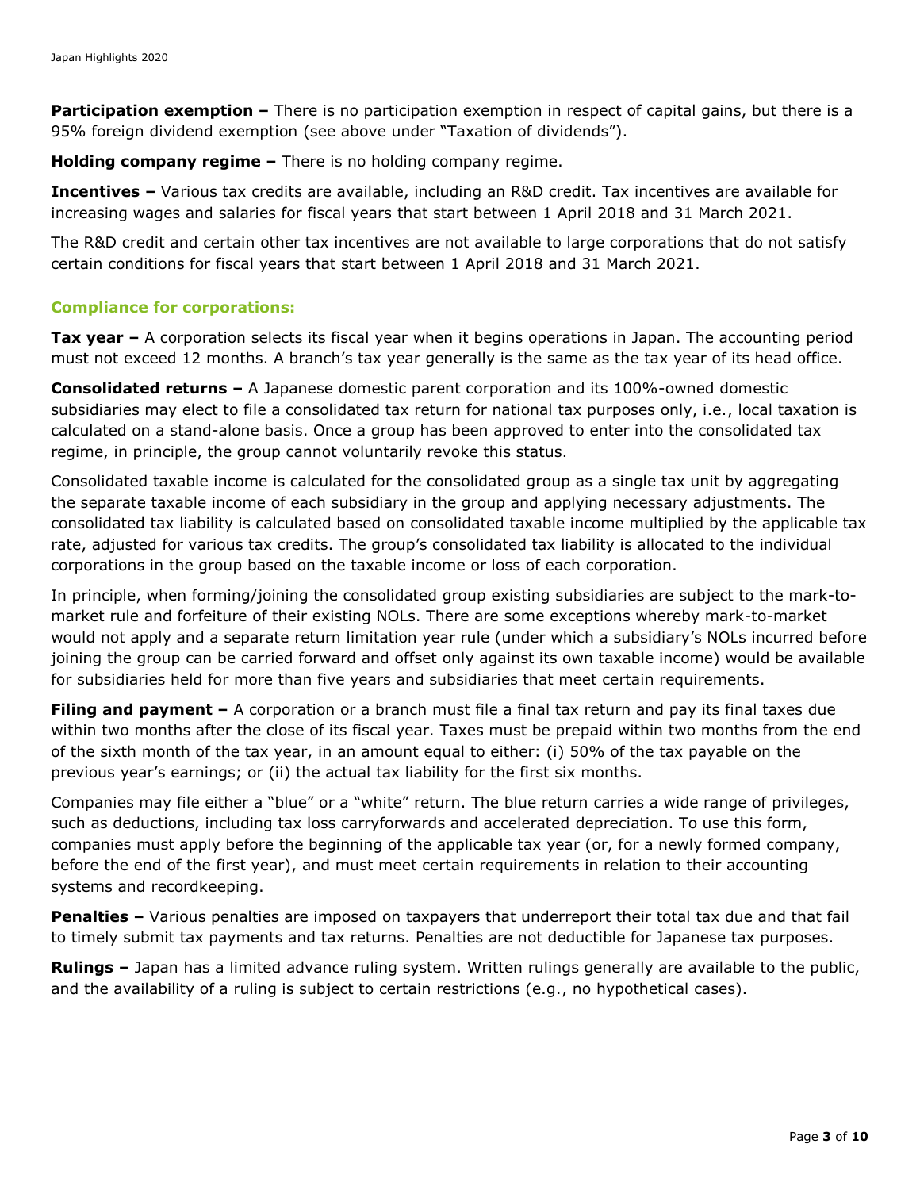**Participation exemption –** There is no participation exemption in respect of capital gains, but there is a 95% foreign dividend exemption (see above under "Taxation of dividends").

**Holding company regime –** There is no holding company regime.

**Incentives –** Various tax credits are available, including an R&D credit. Tax incentives are available for increasing wages and salaries for fiscal years that start between 1 April 2018 and 31 March 2021.

The R&D credit and certain other tax incentives are not available to large corporations that do not satisfy certain conditions for fiscal years that start between 1 April 2018 and 31 March 2021.

## Compliance for corporations:

**Tax year –** A corporation selects its fiscal year when it begins operations in Japan. The accounting period must not exceed 12 months. A branch's tax year generally is the same as the tax year of its head office.

**Consolidated returns –** A Japanese domestic parent corporation and its 100%-owned domestic subsidiaries may elect to file a consolidated tax return for national tax purposes only, i.e., local taxation is calculated on a stand-alone basis. Once a group has been approved to enter into the consolidated tax regime, in principle, the group cannot voluntarily revoke this status.

Consolidated taxable income is calculated for the consolidated group as a single tax unit by aggregating the separate taxable income of each subsidiary in the group and applying necessary adjustments. The consolidated tax liability is calculated based on consolidated taxable income multiplied by the applicable tax rate, adjusted for various tax credits. The group's consolidated tax liability is allocated to the individual corporations in the group based on the taxable income or loss of each corporation.

In principle, when forming/joining the consolidated group existing subsidiaries are subject to the mark-to-market rule and forfeiture of their existing NOLs. There are some exceptions whereby mark-to-market would not apply and a separate return limitation year rule (under which a subsidiary's NOLs incurred before joining the group can be carried forward and offset only against its own taxable income) would be available for subsidiaries held for more than five years and subsidiaries that meet certain requirements.

**Filing and payment –** A corporation or a branch must file a final tax return and pay its final taxes due within two months after the close of its fiscal year. Taxes must be prepaid within two months from the end of the sixth month of the tax year, in an amount equal to either: (i) 50% of the tax payable on the previous year's earnings; or (ii) the actual tax liability for the first six months.

Companies may file either a "blue" or a "white" return. The blue return carries a wide range of privileges, such as deductions, including tax loss carryforwards and accelerated depreciation. To use this form, companies must apply before the beginning of the applicable tax year (or, for a newly formed company, before the end of the first year), and must meet certain requirements in relation to their accounting systems and recordkeeping.

**Penalties –** Various penalties are imposed on taxpayers that underreport their total tax due and that fail to timely submit tax payments and tax returns. Penalties are not deductible for Japanese tax purposes.

**Rulings –** Japan has a limited advance ruling system. Written rulings generally are available to the public, and the availability of a ruling is subject to certain restrictions (e.g., no hypothetical cases).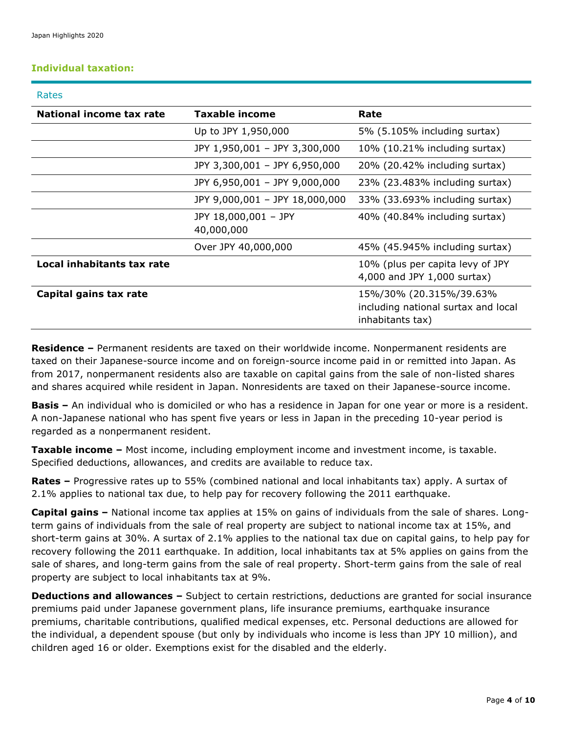## Individual taxation:

### Rates

| National income tax rate | Taxable income | Rate |
|---|---|---|
| | Up to JPY 1,950,000 | 5% (5.105% including surtax) |
| | JPY 1,950,001 – JPY 3,300,000 | 10% (10.21% including surtax) |
| | JPY 3,300,001 – JPY 6,950,000 | 20% (20.42% including surtax) |
| | JPY 6,950,001 – JPY 9,000,000 | 23% (23.483% including surtax) |
| | JPY 9,000,001 – JPY 18,000,000 | 33% (33.693% including surtax) |
| | JPY 18,000,001 – JPY 40,000,000 | 40% (40.84% including surtax) |
| | Over JPY 40,000,000 | 45% (45.945% including surtax) |
| **Local inhabitants tax rate** | | 10% (plus per capita levy of JPY 4,000 and JPY 1,000 surtax) |
| **Capital gains tax rate** | | 15%/30% (20.315%/39.63% including national surtax and local inhabitants tax) |

**Residence –** Permanent residents are taxed on their worldwide income. Nonpermanent residents are taxed on their Japanese-source income and on foreign-source income paid in or remitted into Japan. As from 2017, nonpermanent residents also are taxable on capital gains from the sale of non-listed shares and shares acquired while resident in Japan. Nonresidents are taxed on their Japanese-source income.

**Basis –** An individual who is domiciled or who has a residence in Japan for one year or more is a resident. A non-Japanese national who has spent five years or less in Japan in the preceding 10-year period is regarded as a nonpermanent resident.

**Taxable income –** Most income, including employment income and investment income, is taxable. Specified deductions, allowances, and credits are available to reduce tax.

**Rates –** Progressive rates up to 55% (combined national and local inhabitants tax) apply. A surtax of 2.1% applies to national tax due, to help pay for recovery following the 2011 earthquake.

**Capital gains –** National income tax applies at 15% on gains of individuals from the sale of shares. Long-term gains of individuals from the sale of real property are subject to national income tax at 15%, and short-term gains at 30%. A surtax of 2.1% applies to the national tax due on capital gains, to help pay for recovery following the 2011 earthquake. In addition, local inhabitants tax at 5% applies on gains from the sale of shares, and long-term gains from the sale of real property. Short-term gains from the sale of real property are subject to local inhabitants tax at 9%.

**Deductions and allowances –** Subject to certain restrictions, deductions are granted for social insurance premiums paid under Japanese government plans, life insurance premiums, earthquake insurance premiums, charitable contributions, qualified medical expenses, etc. Personal deductions are allowed for the individual, a dependent spouse (but only by individuals who income is less than JPY 10 million), and children aged 16 or older. Exemptions exist for the disabled and the elderly.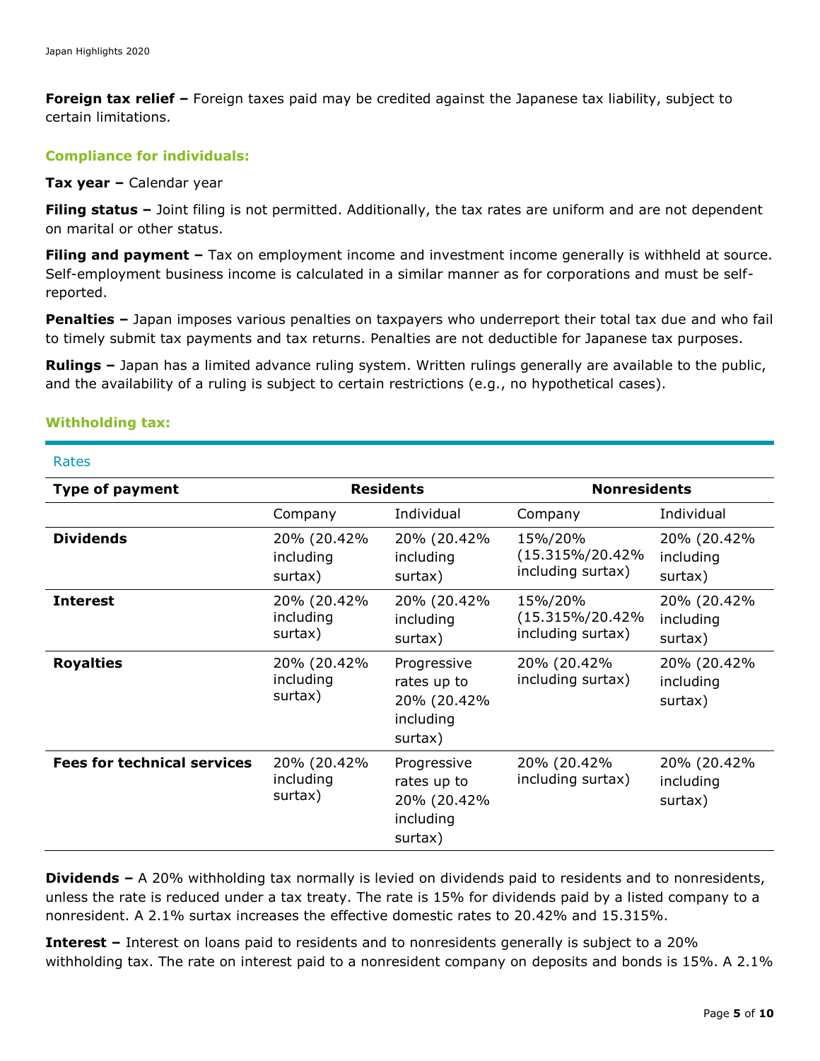**Foreign tax relief –** Foreign taxes paid may be credited against the Japanese tax liability, subject to certain limitations.

## Compliance for individuals:

**Tax year –** Calendar year

**Filing status –** Joint filing is not permitted. Additionally, the tax rates are uniform and are not dependent on marital or other status.

**Filing and payment –** Tax on employment income and investment income generally is withheld at source. Self-employment business income is calculated in a similar manner as for corporations and must be self-reported.

**Penalties –** Japan imposes various penalties on taxpayers who underreport their total tax due and who fail to timely submit tax payments and tax returns. Penalties are not deductible for Japanese tax purposes.

**Rulings –** Japan has a limited advance ruling system. Written rulings generally are available to the public, and the availability of a ruling is subject to certain restrictions (e.g., no hypothetical cases).

## Withholding tax:

Rates

| Type of payment | Residents | | Nonresidents | |
|---|---|---|---|---|
| | Company | Individual | Company | Individual |
| **Dividends** | 20% (20.42% including surtax) | 20% (20.42% including surtax) | 15%/20% (15.315%/20.42% including surtax) | 20% (20.42% including surtax) |
| **Interest** | 20% (20.42% including surtax) | 20% (20.42% including surtax) | 15%/20% (15.315%/20.42% including surtax) | 20% (20.42% including surtax) |
| **Royalties** | 20% (20.42% including surtax) | Progressive rates up to 20% (20.42% including surtax) | 20% (20.42% including surtax) | 20% (20.42% including surtax) |
| **Fees for technical services** | 20% (20.42% including surtax) | Progressive rates up to 20% (20.42% including surtax) | 20% (20.42% including surtax) | 20% (20.42% including surtax) |

**Dividends –** A 20% withholding tax normally is levied on dividends paid to residents and to nonresidents, unless the rate is reduced under a tax treaty. The rate is 15% for dividends paid by a listed company to a nonresident. A 2.1% surtax increases the effective domestic rates to 20.42% and 15.315%.

**Interest –** Interest on loans paid to residents and to nonresidents generally is subject to a 20% withholding tax. The rate on interest paid to a nonresident company on deposits and bonds is 15%. A 2.1%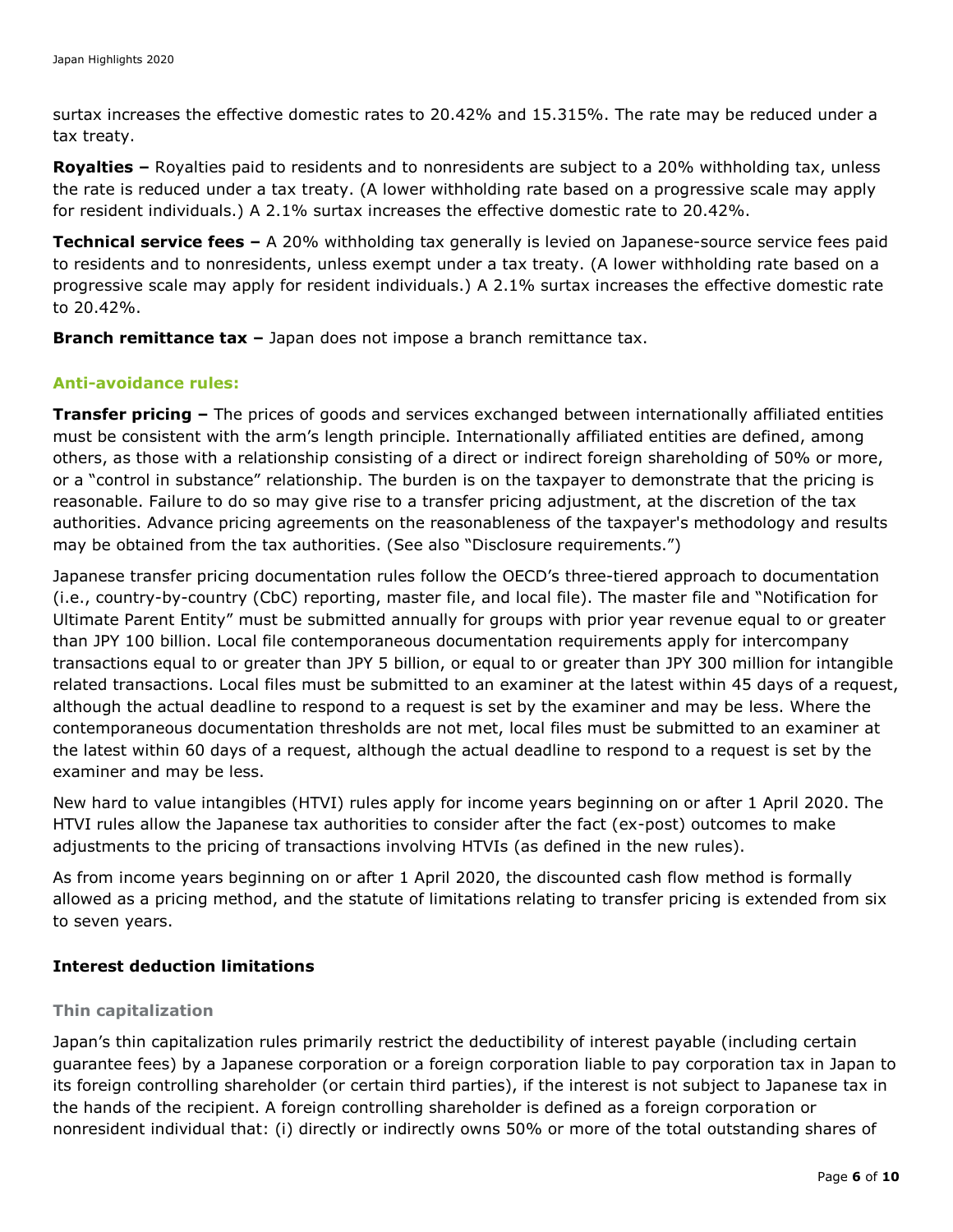surtax increases the effective domestic rates to 20.42% and 15.315%. The rate may be reduced under a tax treaty.

**Royalties –** Royalties paid to residents and to nonresidents are subject to a 20% withholding tax, unless the rate is reduced under a tax treaty. (A lower withholding rate based on a progressive scale may apply for resident individuals.) A 2.1% surtax increases the effective domestic rate to 20.42%.

**Technical service fees –** A 20% withholding tax generally is levied on Japanese-source service fees paid to residents and to nonresidents, unless exempt under a tax treaty. (A lower withholding rate based on a progressive scale may apply for resident individuals.) A 2.1% surtax increases the effective domestic rate to 20.42%.

**Branch remittance tax –** Japan does not impose a branch remittance tax.

## Anti-avoidance rules:

**Transfer pricing –** The prices of goods and services exchanged between internationally affiliated entities must be consistent with the arm's length principle. Internationally affiliated entities are defined, among others, as those with a relationship consisting of a direct or indirect foreign shareholding of 50% or more, or a "control in substance" relationship. The burden is on the taxpayer to demonstrate that the pricing is reasonable. Failure to do so may give rise to a transfer pricing adjustment, at the discretion of the tax authorities. Advance pricing agreements on the reasonableness of the taxpayer's methodology and results may be obtained from the tax authorities. (See also "Disclosure requirements.")

Japanese transfer pricing documentation rules follow the OECD's three-tiered approach to documentation (i.e., country-by-country (CbC) reporting, master file, and local file). The master file and "Notification for Ultimate Parent Entity" must be submitted annually for groups with prior year revenue equal to or greater than JPY 100 billion. Local file contemporaneous documentation requirements apply for intercompany transactions equal to or greater than JPY 5 billion, or equal to or greater than JPY 300 million for intangible related transactions. Local files must be submitted to an examiner at the latest within 45 days of a request, although the actual deadline to respond to a request is set by the examiner and may be less. Where the contemporaneous documentation thresholds are not met, local files must be submitted to an examiner at the latest within 60 days of a request, although the actual deadline to respond to a request is set by the examiner and may be less.

New hard to value intangibles (HTVI) rules apply for income years beginning on or after 1 April 2020. The HTVI rules allow the Japanese tax authorities to consider after the fact (ex-post) outcomes to make adjustments to the pricing of transactions involving HTVIs (as defined in the new rules).

As from income years beginning on or after 1 April 2020, the discounted cash flow method is formally allowed as a pricing method, and the statute of limitations relating to transfer pricing is extended from six to seven years.

### Interest deduction limitations

#### Thin capitalization

Japan's thin capitalization rules primarily restrict the deductibility of interest payable (including certain guarantee fees) by a Japanese corporation or a foreign corporation liable to pay corporation tax in Japan to its foreign controlling shareholder (or certain third parties), if the interest is not subject to Japanese tax in the hands of the recipient. A foreign controlling shareholder is defined as a foreign corporation or nonresident individual that: (i) directly or indirectly owns 50% or more of the total outstanding shares of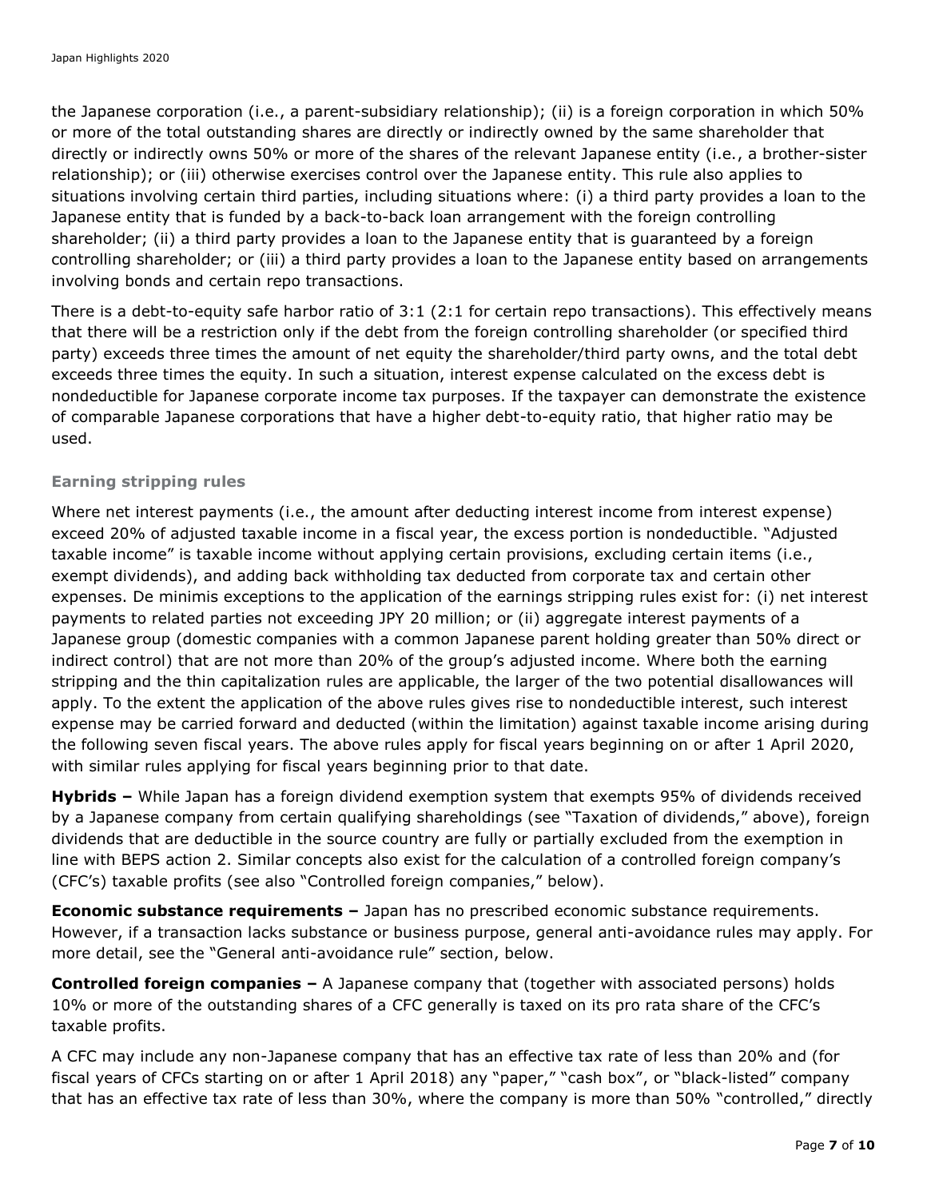the Japanese corporation (i.e., a parent-subsidiary relationship); (ii) is a foreign corporation in which 50% or more of the total outstanding shares are directly or indirectly owned by the same shareholder that directly or indirectly owns 50% or more of the shares of the relevant Japanese entity (i.e., a brother-sister relationship); or (iii) otherwise exercises control over the Japanese entity. This rule also applies to situations involving certain third parties, including situations where: (i) a third party provides a loan to the Japanese entity that is funded by a back-to-back loan arrangement with the foreign controlling shareholder; (ii) a third party provides a loan to the Japanese entity that is guaranteed by a foreign controlling shareholder; or (iii) a third party provides a loan to the Japanese entity based on arrangements involving bonds and certain repo transactions.

There is a debt-to-equity safe harbor ratio of 3:1 (2:1 for certain repo transactions). This effectively means that there will be a restriction only if the debt from the foreign controlling shareholder (or specified third party) exceeds three times the amount of net equity the shareholder/third party owns, and the total debt exceeds three times the equity. In such a situation, interest expense calculated on the excess debt is nondeductible for Japanese corporate income tax purposes. If the taxpayer can demonstrate the existence of comparable Japanese corporations that have a higher debt-to-equity ratio, that higher ratio may be used.

#### Earning stripping rules

Where net interest payments (i.e., the amount after deducting interest income from interest expense) exceed 20% of adjusted taxable income in a fiscal year, the excess portion is nondeductible. "Adjusted taxable income" is taxable income without applying certain provisions, excluding certain items (i.e., exempt dividends), and adding back withholding tax deducted from corporate tax and certain other expenses. De minimis exceptions to the application of the earnings stripping rules exist for: (i) net interest payments to related parties not exceeding JPY 20 million; or (ii) aggregate interest payments of a Japanese group (domestic companies with a common Japanese parent holding greater than 50% direct or indirect control) that are not more than 20% of the group's adjusted income. Where both the earning stripping and the thin capitalization rules are applicable, the larger of the two potential disallowances will apply. To the extent the application of the above rules gives rise to nondeductible interest, such interest expense may be carried forward and deducted (within the limitation) against taxable income arising during the following seven fiscal years. The above rules apply for fiscal years beginning on or after 1 April 2020, with similar rules applying for fiscal years beginning prior to that date.

**Hybrids –** While Japan has a foreign dividend exemption system that exempts 95% of dividends received by a Japanese company from certain qualifying shareholdings (see "Taxation of dividends," above), foreign dividends that are deductible in the source country are fully or partially excluded from the exemption in line with BEPS action 2. Similar concepts also exist for the calculation of a controlled foreign company's (CFC's) taxable profits (see also "Controlled foreign companies," below).

**Economic substance requirements –** Japan has no prescribed economic substance requirements. However, if a transaction lacks substance or business purpose, general anti-avoidance rules may apply. For more detail, see the "General anti-avoidance rule" section, below.

**Controlled foreign companies –** A Japanese company that (together with associated persons) holds 10% or more of the outstanding shares of a CFC generally is taxed on its pro rata share of the CFC's taxable profits.

A CFC may include any non-Japanese company that has an effective tax rate of less than 20% and (for fiscal years of CFCs starting on or after 1 April 2018) any "paper," "cash box", or "black-listed" company that has an effective tax rate of less than 30%, where the company is more than 50% "controlled," directly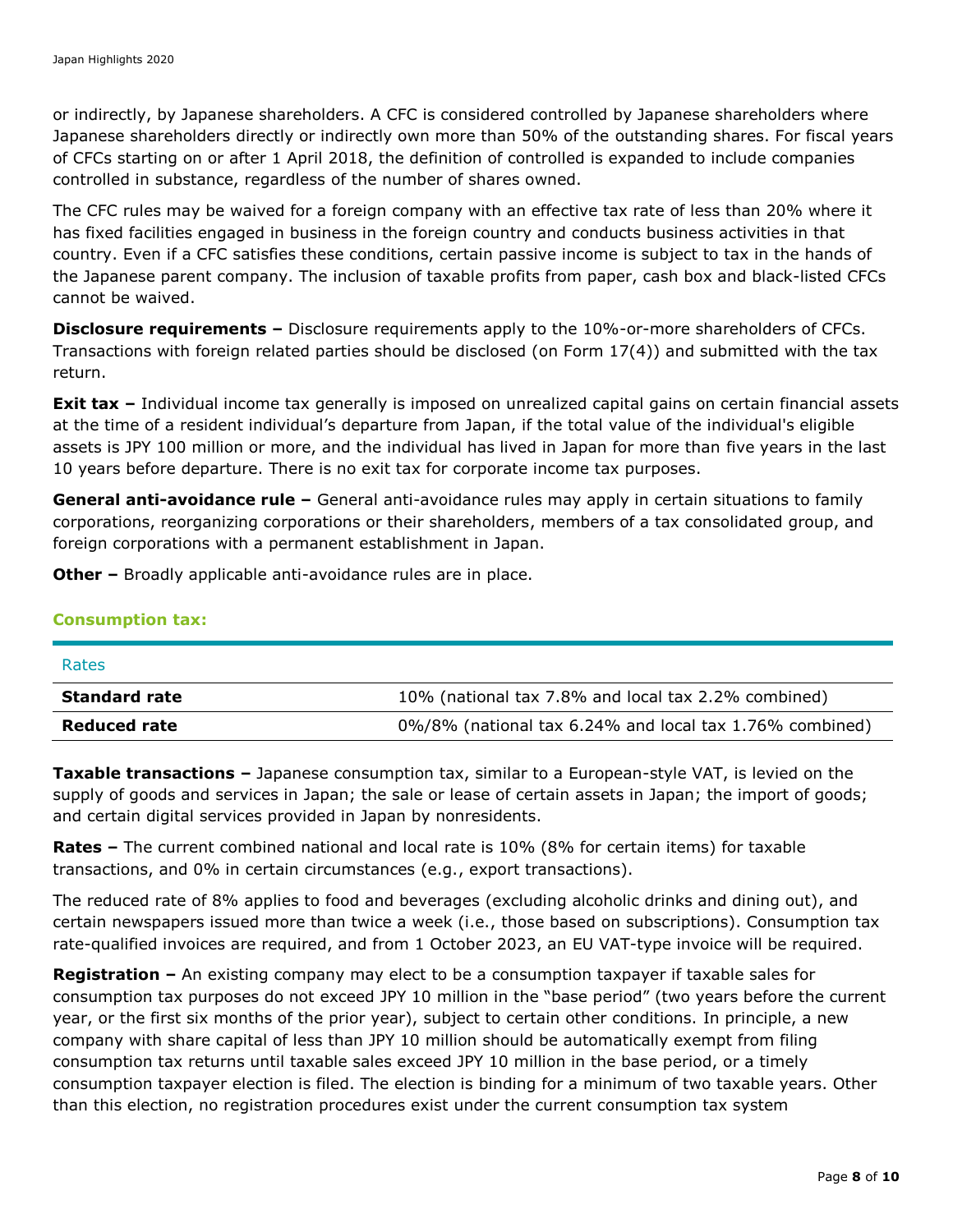or indirectly, by Japanese shareholders. A CFC is considered controlled by Japanese shareholders where Japanese shareholders directly or indirectly own more than 50% of the outstanding shares. For fiscal years of CFCs starting on or after 1 April 2018, the definition of controlled is expanded to include companies controlled in substance, regardless of the number of shares owned.

The CFC rules may be waived for a foreign company with an effective tax rate of less than 20% where it has fixed facilities engaged in business in the foreign country and conducts business activities in that country. Even if a CFC satisfies these conditions, certain passive income is subject to tax in the hands of the Japanese parent company. The inclusion of taxable profits from paper, cash box and black-listed CFCs cannot be waived.

**Disclosure requirements –** Disclosure requirements apply to the 10%-or-more shareholders of CFCs. Transactions with foreign related parties should be disclosed (on Form 17(4)) and submitted with the tax return.

**Exit tax –** Individual income tax generally is imposed on unrealized capital gains on certain financial assets at the time of a resident individual's departure from Japan, if the total value of the individual's eligible assets is JPY 100 million or more, and the individual has lived in Japan for more than five years in the last 10 years before departure. There is no exit tax for corporate income tax purposes.

**General anti-avoidance rule –** General anti-avoidance rules may apply in certain situations to family corporations, reorganizing corporations or their shareholders, members of a tax consolidated group, and foreign corporations with a permanent establishment in Japan.

**Other –** Broadly applicable anti-avoidance rules are in place.

## Consumption tax:

| Rates | |
|---|---|
| **Standard rate** | 10% (national tax 7.8% and local tax 2.2% combined) |
| **Reduced rate** | 0%/8% (national tax 6.24% and local tax 1.76% combined) |

**Taxable transactions –** Japanese consumption tax, similar to a European-style VAT, is levied on the supply of goods and services in Japan; the sale or lease of certain assets in Japan; the import of goods; and certain digital services provided in Japan by nonresidents.

**Rates –** The current combined national and local rate is 10% (8% for certain items) for taxable transactions, and 0% in certain circumstances (e.g., export transactions).

The reduced rate of 8% applies to food and beverages (excluding alcoholic drinks and dining out), and certain newspapers issued more than twice a week (i.e., those based on subscriptions). Consumption tax rate-qualified invoices are required, and from 1 October 2023, an EU VAT-type invoice will be required.

**Registration –** An existing company may elect to be a consumption taxpayer if taxable sales for consumption tax purposes do not exceed JPY 10 million in the "base period" (two years before the current year, or the first six months of the prior year), subject to certain other conditions. In principle, a new company with share capital of less than JPY 10 million should be automatically exempt from filing consumption tax returns until taxable sales exceed JPY 10 million in the base period, or a timely consumption taxpayer election is filed. The election is binding for a minimum of two taxable years. Other than this election, no registration procedures exist under the current consumption tax system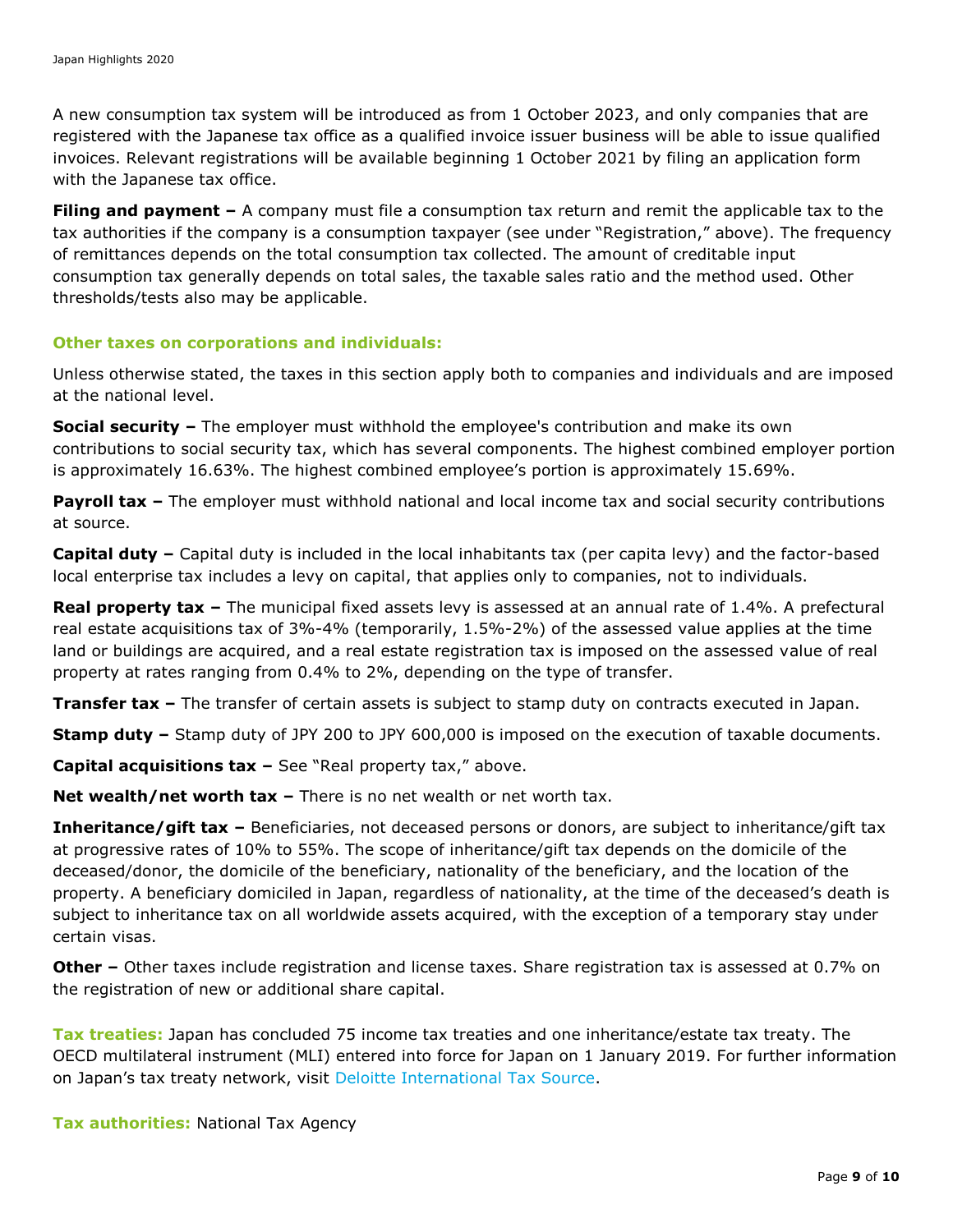A new consumption tax system will be introduced as from 1 October 2023, and only companies that are registered with the Japanese tax office as a qualified invoice issuer business will be able to issue qualified invoices. Relevant registrations will be available beginning 1 October 2021 by filing an application form with the Japanese tax office.

**Filing and payment –** A company must file a consumption tax return and remit the applicable tax to the tax authorities if the company is a consumption taxpayer (see under "Registration," above). The frequency of remittances depends on the total consumption tax collected. The amount of creditable input consumption tax generally depends on total sales, the taxable sales ratio and the method used. Other thresholds/tests also may be applicable.

## Other taxes on corporations and individuals:

Unless otherwise stated, the taxes in this section apply both to companies and individuals and are imposed at the national level.

**Social security –** The employer must withhold the employee's contribution and make its own contributions to social security tax, which has several components. The highest combined employer portion is approximately 16.63%. The highest combined employee's portion is approximately 15.69%.

**Payroll tax –** The employer must withhold national and local income tax and social security contributions at source.

**Capital duty –** Capital duty is included in the local inhabitants tax (per capita levy) and the factor-based local enterprise tax includes a levy on capital, that applies only to companies, not to individuals.

**Real property tax –** The municipal fixed assets levy is assessed at an annual rate of 1.4%. A prefectural real estate acquisitions tax of 3%-4% (temporarily, 1.5%-2%) of the assessed value applies at the time land or buildings are acquired, and a real estate registration tax is imposed on the assessed value of real property at rates ranging from 0.4% to 2%, depending on the type of transfer.

**Transfer tax –** The transfer of certain assets is subject to stamp duty on contracts executed in Japan.

**Stamp duty –** Stamp duty of JPY 200 to JPY 600,000 is imposed on the execution of taxable documents.

**Capital acquisitions tax –** See "Real property tax," above.

**Net wealth/net worth tax –** There is no net wealth or net worth tax.

**Inheritance/gift tax –** Beneficiaries, not deceased persons or donors, are subject to inheritance/gift tax at progressive rates of 10% to 55%. The scope of inheritance/gift tax depends on the domicile of the deceased/donor, the domicile of the beneficiary, nationality of the beneficiary, and the location of the property. A beneficiary domiciled in Japan, regardless of nationality, at the time of the deceased's death is subject to inheritance tax on all worldwide assets acquired, with the exception of a temporary stay under certain visas.

**Other –** Other taxes include registration and license taxes. Share registration tax is assessed at 0.7% on the registration of new or additional share capital.

**Tax treaties:** Japan has concluded 75 income tax treaties and one inheritance/estate tax treaty. The OECD multilateral instrument (MLI) entered into force for Japan on 1 January 2019. For further information on Japan's tax treaty network, visit Deloitte International Tax Source.

**Tax authorities:** National Tax Agency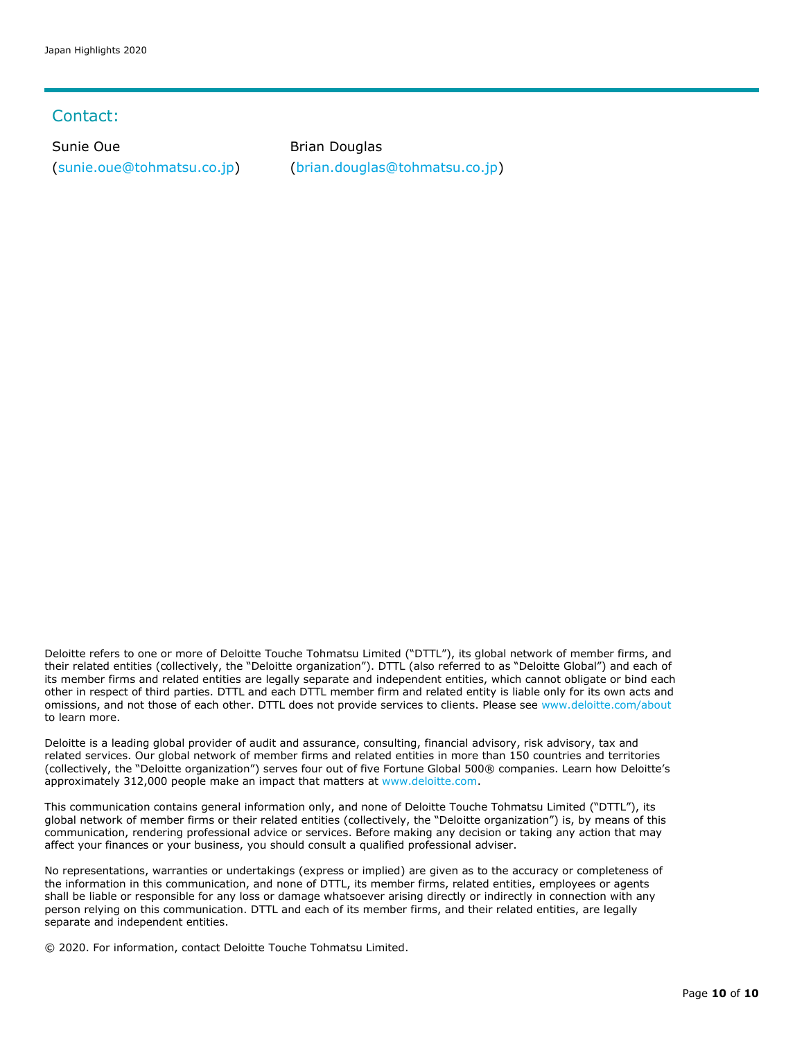## Contact:

Sunie Oue
(sunie.oue@tohmatsu.co.jp)

Brian Douglas
(brian.douglas@tohmatsu.co.jp)

Deloitte refers to one or more of Deloitte Touche Tohmatsu Limited ("DTTL"), its global network of member firms, and their related entities (collectively, the "Deloitte organization"). DTTL (also referred to as "Deloitte Global") and each of its member firms and related entities are legally separate and independent entities, which cannot obligate or bind each other in respect of third parties. DTTL and each DTTL member firm and related entity is liable only for its own acts and omissions, and not those of each other. DTTL does not provide services to clients. Please see www.deloitte.com/about to learn more.

Deloitte is a leading global provider of audit and assurance, consulting, financial advisory, risk advisory, tax and related services. Our global network of member firms and related entities in more than 150 countries and territories (collectively, the "Deloitte organization") serves four out of five Fortune Global 500® companies. Learn how Deloitte's approximately 312,000 people make an impact that matters at www.deloitte.com.

This communication contains general information only, and none of Deloitte Touche Tohmatsu Limited ("DTTL"), its global network of member firms or their related entities (collectively, the "Deloitte organization") is, by means of this communication, rendering professional advice or services. Before making any decision or taking any action that may affect your finances or your business, you should consult a qualified professional adviser.

No representations, warranties or undertakings (express or implied) are given as to the accuracy or completeness of the information in this communication, and none of DTTL, its member firms, related entities, employees or agents shall be liable or responsible for any loss or damage whatsoever arising directly or indirectly in connection with any person relying on this communication. DTTL and each of its member firms, and their related entities, are legally separate and independent entities.

© 2020. For information, contact Deloitte Touche Tohmatsu Limited.